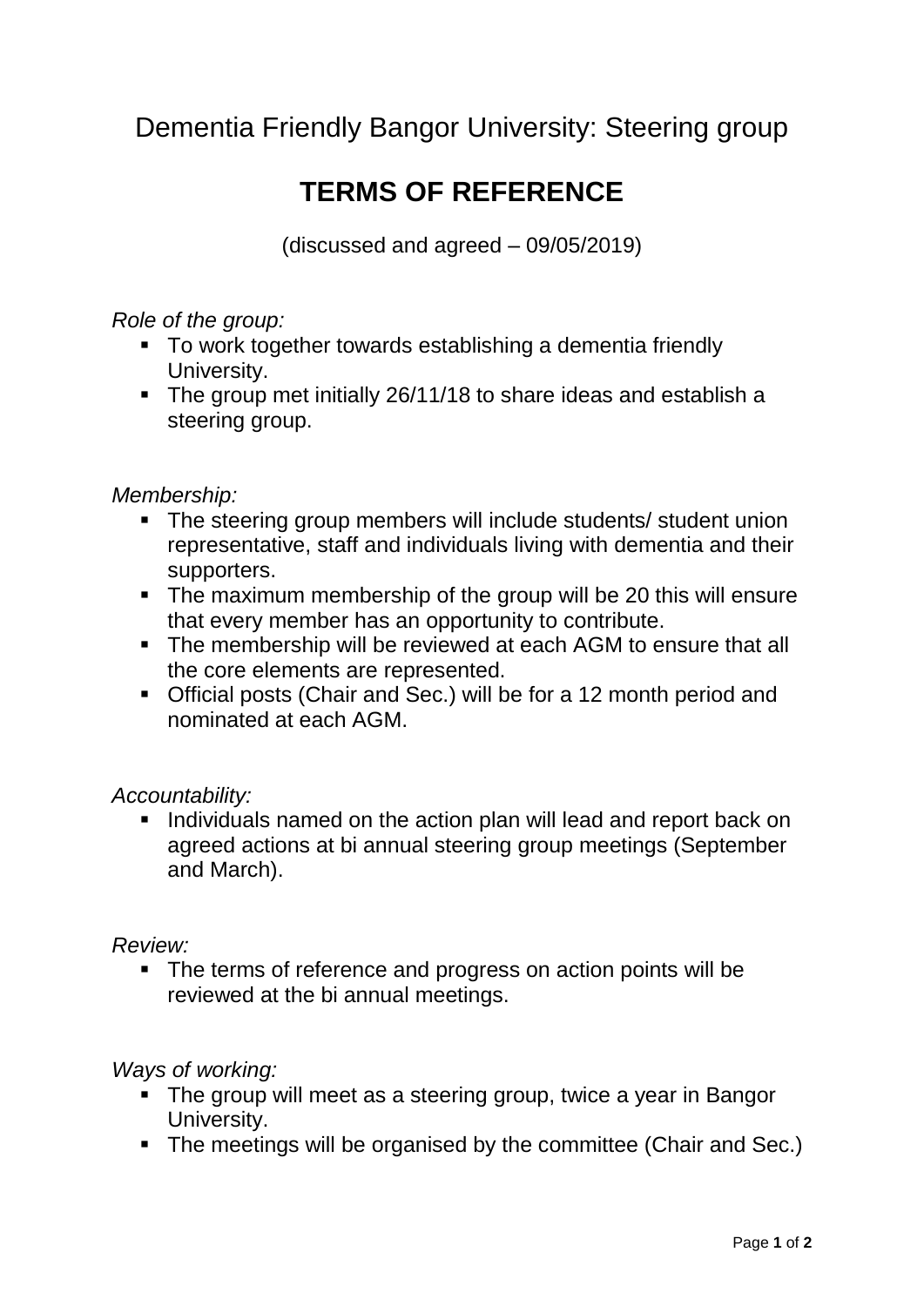# Dementia Friendly Bangor University: Steering group

## TERMS OF REFERENCE

(discussed and agreed – 09/05/2019)

*Role of the group:*

- To work together towards establishing a dementia friendly University.
- The group met initially 26/11/18 to share ideas and establish a steering group.

*Membership:*

- The steering group members will include students/ student union representative, staff and individuals living with dementia and their supporters.
- The maximum membership of the group will be 20 this will ensure that every member has an opportunity to contribute.
- The membership will be reviewed at each AGM to ensure that all the core elements are represented.
- Official posts (Chair and Sec.) will be for a 12 month period and nominated at each AGM.

*Accountability:*

- Individuals named on the action plan will lead and report back on agreed actions at bi annual steering group meetings (September and March).

*Review:*

- The terms of reference and progress on action points will be reviewed at the bi annual meetings.

*Ways of working:*

- The group will meet as a steering group, twice a year in Bangor University.
- The meetings will be organised by the committee (Chair and Sec.)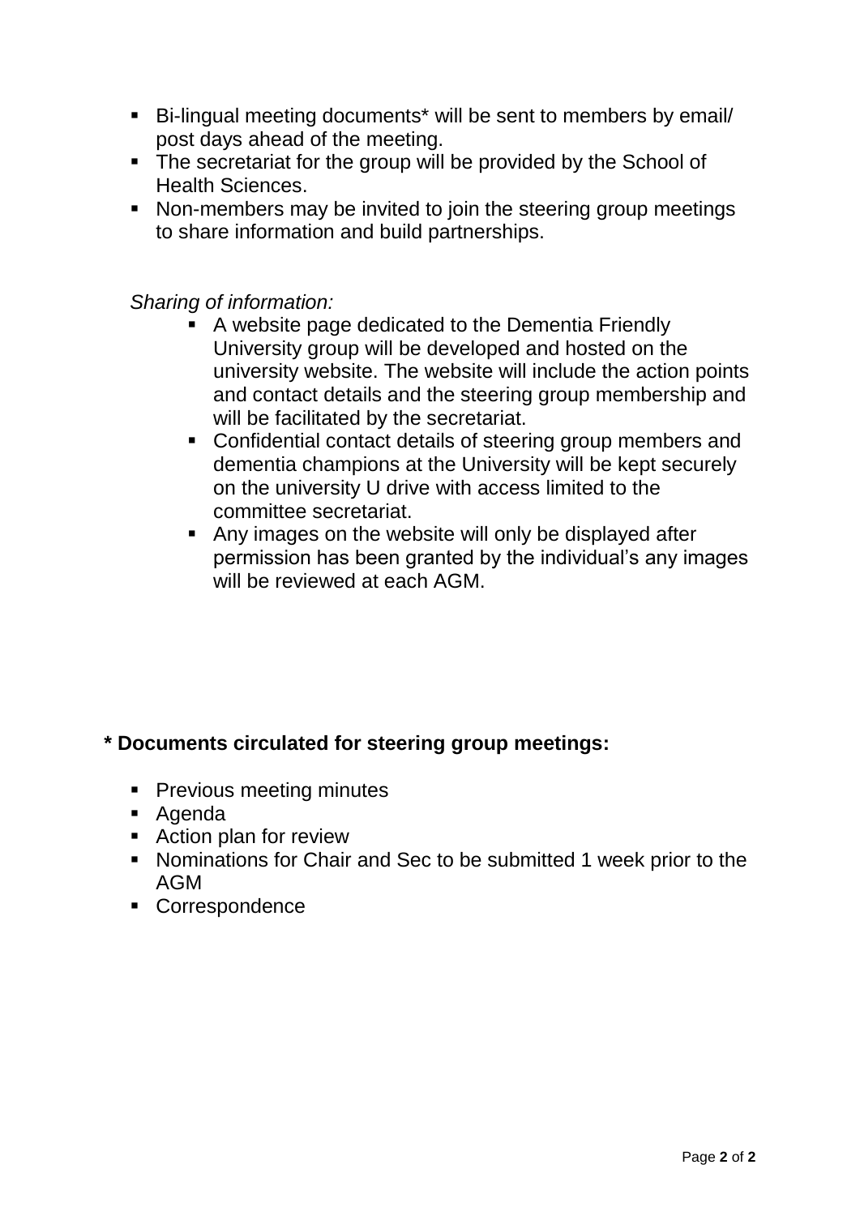- Bi-lingual meeting documents* will be sent to members by email/ post days ahead of the meeting.
- The secretariat for the group will be provided by the School of Health Sciences.
- Non-members may be invited to join the steering group meetings to share information and build partnerships.

*Sharing of information:*

- A website page dedicated to the Dementia Friendly University group will be developed and hosted on the university website. The website will include the action points and contact details and the steering group membership and will be facilitated by the secretariat.
- Confidential contact details of steering group members and dementia champions at the University will be kept securely on the university U drive with access limited to the committee secretariat.
- Any images on the website will only be displayed after permission has been granted by the individual's any images will be reviewed at each AGM.

**\* Documents circulated for steering group meetings:**

- Previous meeting minutes
- Agenda
- Action plan for review
- Nominations for Chair and Sec to be submitted 1 week prior to the AGM
- Correspondence